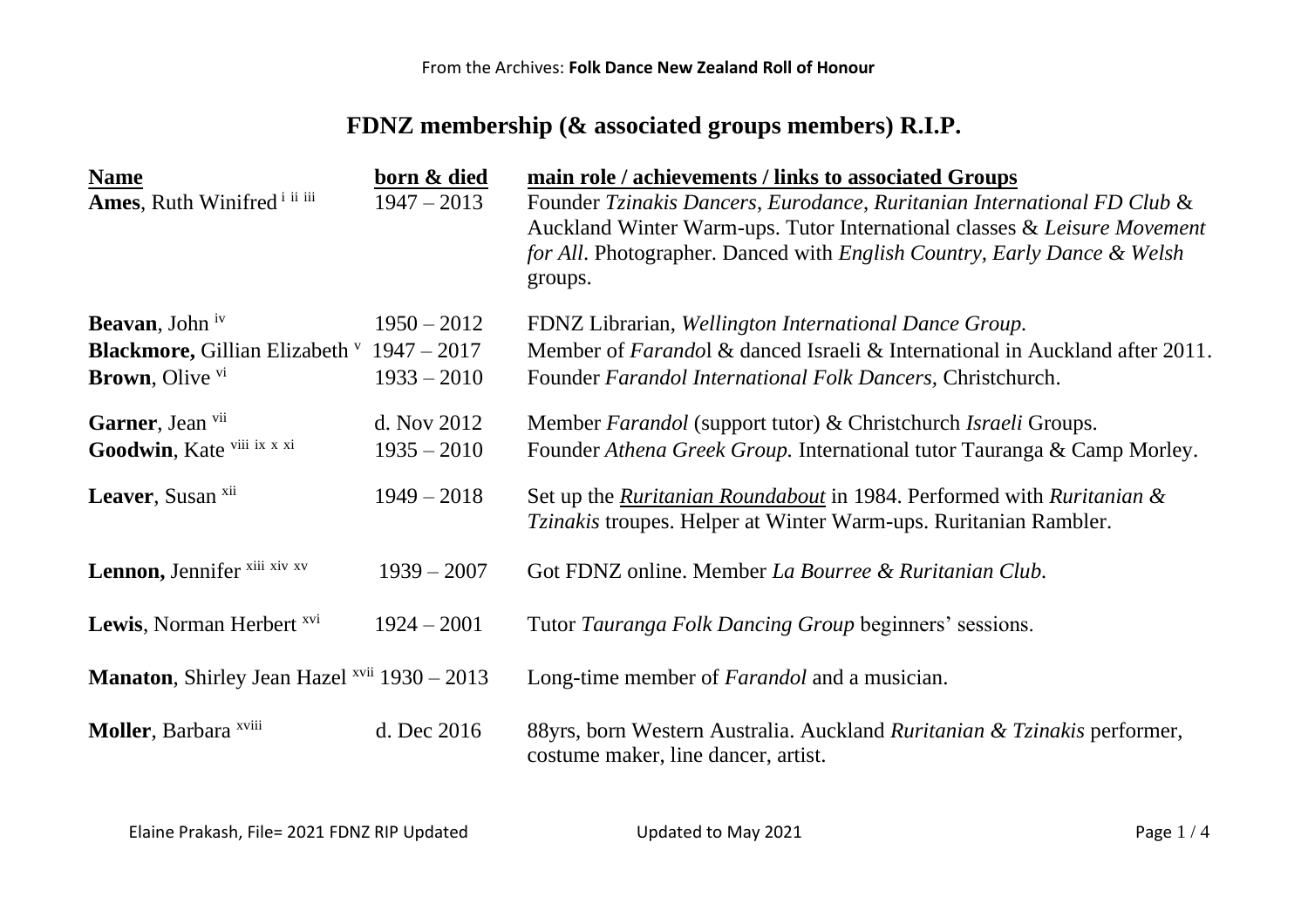From the Archives: **Folk Dance New Zealand Roll of Honour**

# FDNZ membership (& associated groups members) R.I.P.

| Name | born & died | main role / achievements / links to associated Groups |
|---|---|---|
| **Ames**, Ruth Winifred [i ii iii] | 1947 – 2013 | Founder *Tzinakis Dancers*, *Eurodance*, *Ruritanian International FD Club* & Auckland Winter Warm-ups. Tutor International classes & *Leisure Movement for All*. Photographer. Danced with *English Country*, *Early Dance & Welsh* groups. |
| **Beavan**, John [iv] | 1950 – 2012 | FDNZ Librarian, *Wellington International Dance Group.* |
| **Blackmore,** Gillian Elizabeth [v] | 1947 – 2017 | Member of *Farandol* & danced Israeli & International in Auckland after 2011. |
| **Brown**, Olive [vi] | 1933 – 2010 | Founder *Farandol International Folk Dancers*, Christchurch. |
| **Garner**, Jean [vii] | d. Nov 2012 | Member *Farandol* (support tutor) & Christchurch *Israeli* Groups. |
| **Goodwin**, Kate [viii ix x xi] | 1935 – 2010 | Founder *Athena Greek Group.* International tutor Tauranga & Camp Morley. |
| **Leaver**, Susan [xii] | 1949 – 2018 | Set up the *Ruritanian Roundabout* in 1984. Performed with *Ruritanian & Tzinakis* troupes. Helper at Winter Warm-ups. Ruritanian Rambler. |
| **Lennon,** Jennifer [xiii xiv xv] | 1939 – 2007 | Got FDNZ online. Member *La Bourree & Ruritanian Club.* |
| **Lewis**, Norman Herbert [xvi] | 1924 – 2001 | Tutor *Tauranga Folk Dancing Group* beginners' sessions. |
| **Manaton**, Shirley Jean Hazel [xvii] | 1930 – 2013 | Long-time member of *Farandol* and a musician. |
| **Moller**, Barbara [xviii] | d. Dec 2016 | 88yrs, born Western Australia. Auckland *Ruritanian & Tzinakis* performer, costume maker, line dancer, artist. |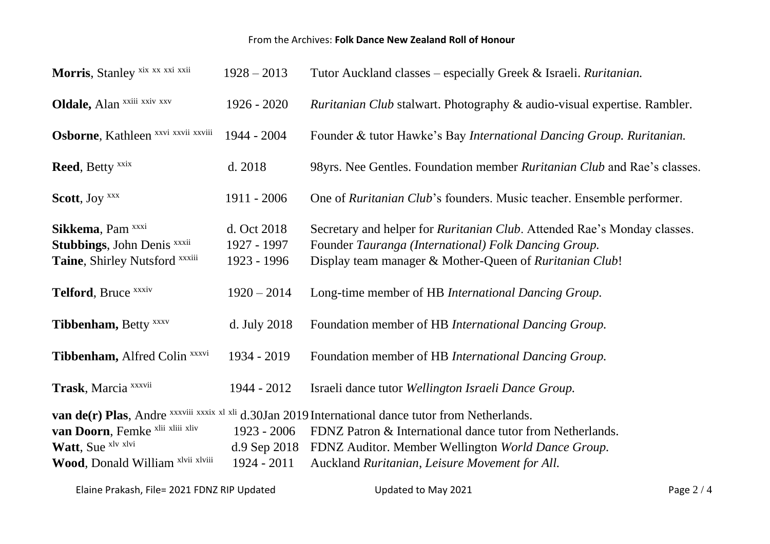From the Archives: **Folk Dance New Zealand Roll of Honour**

| | | |
|---|---|---|
| **Morris**, Stanley [xix xx xxi xxii] | 1928 – 2013 | Tutor Auckland classes – especially Greek & Israeli. *Ruritanian.* |
| **Oldale,** Alan [xxiii xxiv xxv] | 1926 - 2020 | *Ruritanian Club* stalwart. Photography & audio-visual expertise. Rambler. |
| **Osborne**, Kathleen [xxvi xxvii xxviii] | 1944 - 2004 | Founder & tutor Hawke's Bay *International Dancing Group. Ruritanian.* |
| **Reed**, Betty [xxix] | d. 2018 | 98yrs. Nee Gentles. Foundation member *Ruritanian Club* and Rae's classes. |
| **Scott**, Joy [xxx] | 1911 - 2006 | One of *Ruritanian Club*'s founders. Music teacher. Ensemble performer. |
| **Sikkema**, Pam [xxxi] | d. Oct 2018 | Secretary and helper for *Ruritanian Club*. Attended Rae's Monday classes. |
| **Stubbings**, John Denis [xxxii] | 1927 - 1997 | Founder *Tauranga (International) Folk Dancing Group.* |
| **Taine**, Shirley Nutsford [xxxiii] | 1923 - 1996 | Display team manager & Mother-Queen of *Ruritanian Club*! |
| **Telford**, Bruce [xxxiv] | 1920 – 2014 | Long-time member of HB *International Dancing Group.* |
| **Tibbenham,** Betty [xxxv] | d. July 2018 | Foundation member of HB *International Dancing Group.* |
| **Tibbenham,** Alfred Colin [xxxvi] | 1934 - 2019 | Foundation member of HB *International Dancing Group.* |
| **Trask**, Marcia [xxxvii] | 1944 - 2012 | Israeli dance tutor *Wellington Israeli Dance Group.* |
| **van de(r) Plas**, Andre [xxxviii xxxix xl xli] | d.30Jan 2019 | International dance tutor from Netherlands. |
| **van Doorn**, Femke [xlii xliii xliv] | 1923 - 2006 | FDNZ Patron & International dance tutor from Netherlands. |
| **Watt**, Sue [xlv xlvi] | d.9 Sep 2018 | FDNZ Auditor. Member Wellington *World Dance Group.* |
| **Wood**, Donald William [xlvii xlviii] | 1924 - 2011 | Auckland *Ruritanian*, *Leisure Movement for All.* |

Elaine Prakash, File= 2021 FDNZ RIP Updated    Updated to May 2021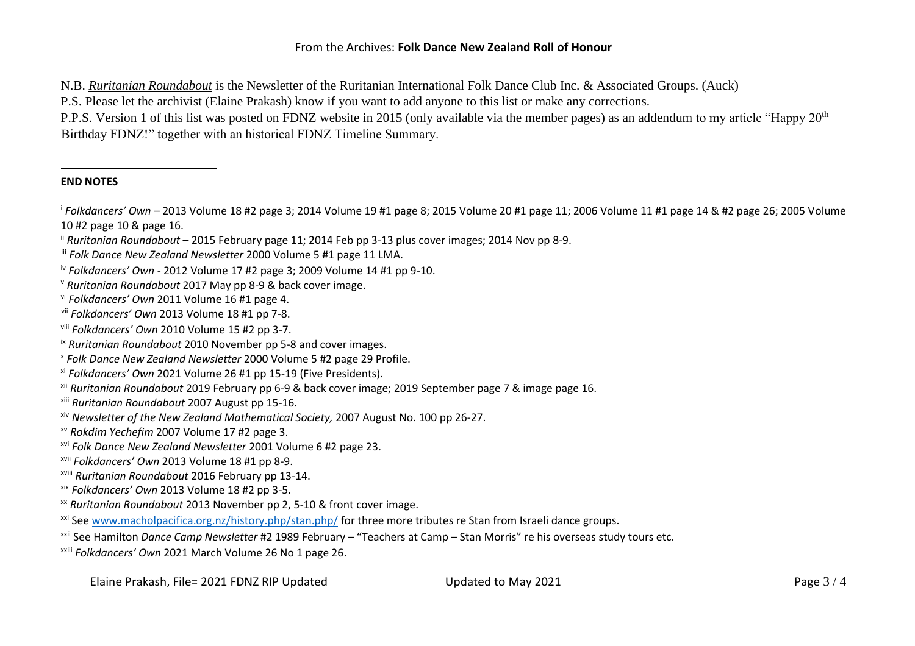N.B. *Ruritanian Roundabout* is the Newsletter of the Ruritanian International Folk Dance Club Inc. & Associated Groups. (Auck)

P.S. Please let the archivist (Elaine Prakash) know if you want to add anyone to this list or make any corrections.

P.P.S. Version 1 of this list was posted on FDNZ website in 2015 (only available via the member pages) as an addendum to my article "Happy 20th Birthday FDNZ!" together with an historical FDNZ Timeline Summary.

---

**END NOTES**

[i] *Folkdancers' Own* – 2013 Volume 18 #2 page 3; 2014 Volume 19 #1 page 8; 2015 Volume 20 #1 page 11; 2006 Volume 11 #1 page 14 & #2 page 26; 2005 Volume 10 #2 page 10 & page 16.

[ii] *Ruritanian Roundabout* – 2015 February page 11; 2014 Feb pp 3-13 plus cover images; 2014 Nov pp 8-9.

[iii] *Folk Dance New Zealand Newsletter* 2000 Volume 5 #1 page 11 LMA.

[iv] *Folkdancers' Own* - 2012 Volume 17 #2 page 3; 2009 Volume 14 #1 pp 9-10.

[v] *Ruritanian Roundabout* 2017 May pp 8-9 & back cover image.

[vi] *Folkdancers' Own* 2011 Volume 16 #1 page 4.

[vii] *Folkdancers' Own* 2013 Volume 18 #1 pp 7-8.

[viii] *Folkdancers' Own* 2010 Volume 15 #2 pp 3-7.

[ix] *Ruritanian Roundabout* 2010 November pp 5-8 and cover images.

[x] *Folk Dance New Zealand Newsletter* 2000 Volume 5 #2 page 29 Profile.

[xi] *Folkdancers' Own* 2021 Volume 26 #1 pp 15-19 (Five Presidents).

[xii] *Ruritanian Roundabout* 2019 February pp 6-9 & back cover image; 2019 September page 7 & image page 16.

[xiii] *Ruritanian Roundabout* 2007 August pp 15-16.

[xiv] *Newsletter of the New Zealand Mathematical Society,* 2007 August No. 100 pp 26-27.

[xv] *Rokdim Yechefim* 2007 Volume 17 #2 page 3.

[xvi] *Folk Dance New Zealand Newsletter* 2001 Volume 6 #2 page 23.

[xvii] *Folkdancers' Own* 2013 Volume 18 #1 pp 8-9.

[xviii] *Ruritanian Roundabout* 2016 February pp 13-14.

[xix] *Folkdancers' Own* 2013 Volume 18 #2 pp 3-5.

[xx] *Ruritanian Roundabout* 2013 November pp 2, 5-10 & front cover image.

[xxi] See www.macholpacifica.org.nz/history.php/stan.php/ for three more tributes re Stan from Israeli dance groups.

[xxii] See Hamilton *Dance Camp Newsletter* #2 1989 February – "Teachers at Camp – Stan Morris" re his overseas study tours etc.

[xxiii] *Folkdancers' Own* 2021 March Volume 26 No 1 page 26.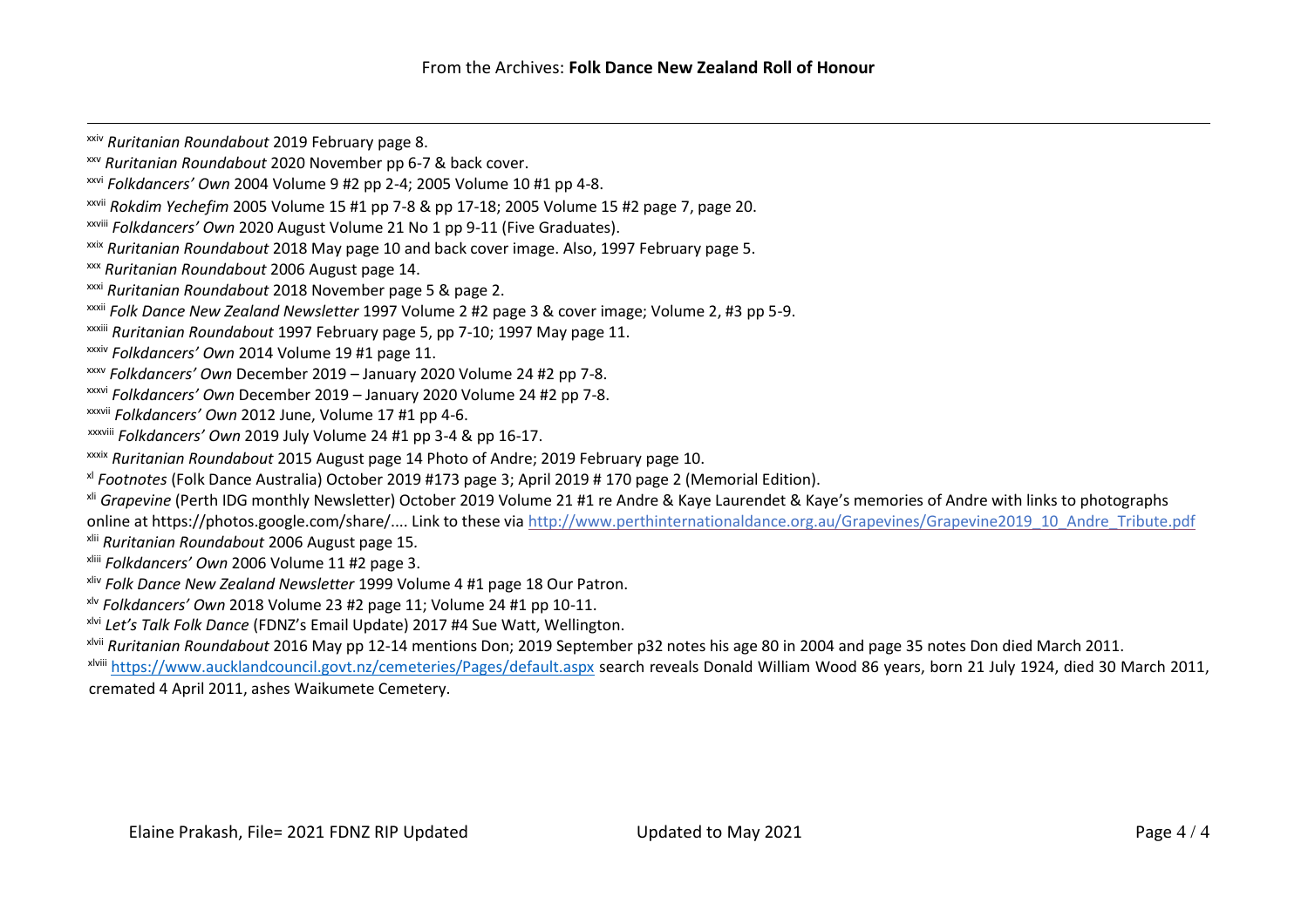[xxiv] *Ruritanian Roundabout* 2019 February page 8.

[xxv] *Ruritanian Roundabout* 2020 November pp 6-7 & back cover.

[xxvi] *Folkdancers' Own* 2004 Volume 9 #2 pp 2-4; 2005 Volume 10 #1 pp 4-8.

[xxvii] *Rokdim Yechefim* 2005 Volume 15 #1 pp 7-8 & pp 17-18; 2005 Volume 15 #2 page 7, page 20.

[xxviii] *Folkdancers' Own* 2020 August Volume 21 No 1 pp 9-11 (Five Graduates).

[xxix] *Ruritanian Roundabout* 2018 May page 10 and back cover image. Also, 1997 February page 5.

[xxx] *Ruritanian Roundabout* 2006 August page 14.

[xxxi] *Ruritanian Roundabout* 2018 November page 5 & page 2.

[xxxii] *Folk Dance New Zealand Newsletter* 1997 Volume 2 #2 page 3 & cover image; Volume 2, #3 pp 5-9.

[xxxiii] *Ruritanian Roundabout* 1997 February page 5, pp 7-10; 1997 May page 11.

[xxxiv] *Folkdancers' Own* 2014 Volume 19 #1 page 11.

[xxxv] *Folkdancers' Own* December 2019 – January 2020 Volume 24 #2 pp 7-8.

[xxxvi] *Folkdancers' Own* December 2019 – January 2020 Volume 24 #2 pp 7-8.

[xxxvii] *Folkdancers' Own* 2012 June, Volume 17 #1 pp 4-6.

[xxxviii] *Folkdancers' Own* 2019 July Volume 24 #1 pp 3-4 & pp 16-17.

[xxxix] *Ruritanian Roundabout* 2015 August page 14 Photo of Andre; 2019 February page 10.

[xl] *Footnotes* (Folk Dance Australia) October 2019 #173 page 3; April 2019 # 170 page 2 (Memorial Edition).

[xli] *Grapevine* (Perth IDG monthly Newsletter) October 2019 Volume 21 #1 re Andre & Kaye Laurendet & Kaye's memories of Andre with links to photographs online at https://photos.google.com/share/.... Link to these via http://www.perthinternationaldance.org.au/Grapevines/Grapevine2019_10_Andre_Tribute.pdf

[xlii] *Ruritanian Roundabout* 2006 August page 15.

[xliii] *Folkdancers' Own* 2006 Volume 11 #2 page 3.

[xliv] *Folk Dance New Zealand Newsletter* 1999 Volume 4 #1 page 18 Our Patron.

[xlv] *Folkdancers' Own* 2018 Volume 23 #2 page 11; Volume 24 #1 pp 10-11.

[xlvi] *Let's Talk Folk Dance* (FDNZ's Email Update) 2017 #4 Sue Watt, Wellington.

[xlvii] *Ruritanian Roundabout* 2016 May pp 12-14 mentions Don; 2019 September p32 notes his age 80 in 2004 and page 35 notes Don died March 2011.

[xlviii] https://www.aucklandcouncil.govt.nz/cemeteries/Pages/default.aspx search reveals Donald William Wood 86 years, born 21 July 1924, died 30 March 2011, cremated 4 April 2011, ashes Waikumete Cemetery.